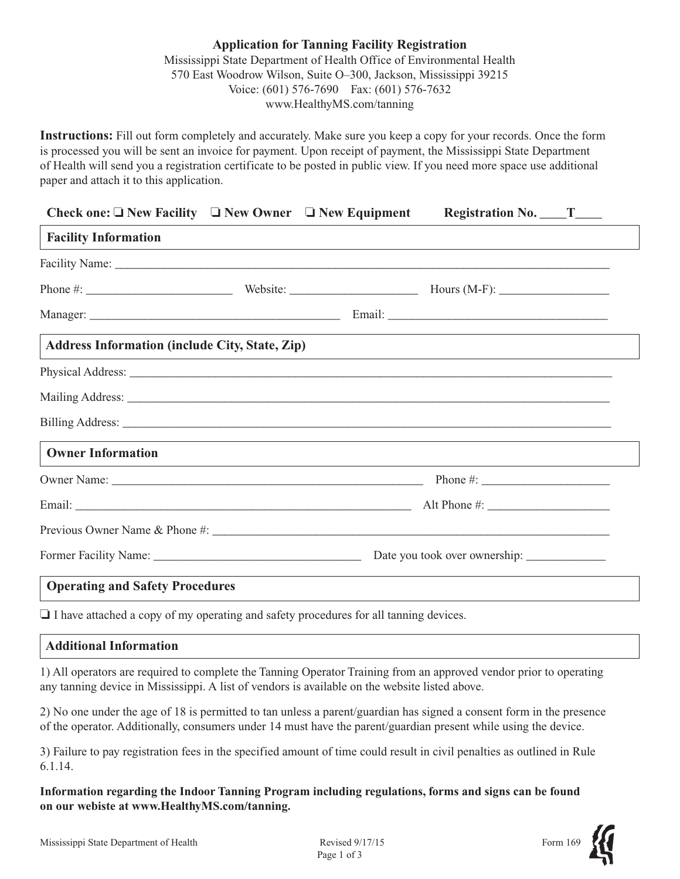# Application for Tanning Facility Registration

Mississippi State Department of Health Office of Environmental Health
570 East Woodrow Wilson, Suite O–300, Jackson, Mississippi 39215
Voice: (601) 576-7690 Fax: (601) 576-7632
www.HealthyMS.com/tanning

**Instructions:** Fill out form completely and accurately. Make sure you keep a copy for your records. Once the form is processed you will be sent an invoice for payment. Upon receipt of payment, the Mississippi State Department of Health will send you a registration certificate to be posted in public view. If you need more space use additional paper and attach it to this application.

**Check one:** ❑ **New Facility** ❑ **New Owner** ❑ **New Equipment** **Registration No. \_\_\_\_T\_\_\_\_**

## Facility Information

Facility Name: \_\_\_\_\_\_\_\_\_\_\_\_\_\_\_\_\_\_\_\_\_\_\_\_\_\_\_\_\_\_\_\_\_\_\_\_\_\_\_\_\_\_\_\_\_\_\_\_\_\_

Phone #: \_\_\_\_\_\_\_\_\_\_\_\_\_\_\_\_\_\_\_\_ Website: \_\_\_\_\_\_\_\_\_\_\_\_\_\_\_\_\_\_ Hours (M-F): \_\_\_\_\_\_\_\_\_\_\_\_\_\_\_\_

Manager: \_\_\_\_\_\_\_\_\_\_\_\_\_\_\_\_\_\_\_\_\_\_\_\_\_\_\_\_\_\_\_\_ Email: \_\_\_\_\_\_\_\_\_\_\_\_\_\_\_\_\_\_\_\_\_\_\_\_\_\_\_\_\_\_

## Address Information (include City, State, Zip)

Physical Address: \_\_\_\_\_\_\_\_\_\_\_\_\_\_\_\_\_\_\_\_\_\_\_\_\_\_\_\_\_\_\_\_\_\_\_\_\_\_\_\_\_\_\_\_\_\_\_\_\_\_

Mailing Address: \_\_\_\_\_\_\_\_\_\_\_\_\_\_\_\_\_\_\_\_\_\_\_\_\_\_\_\_\_\_\_\_\_\_\_\_\_\_\_\_\_\_\_\_\_\_\_\_\_\_

Billing Address: \_\_\_\_\_\_\_\_\_\_\_\_\_\_\_\_\_\_\_\_\_\_\_\_\_\_\_\_\_\_\_\_\_\_\_\_\_\_\_\_\_\_\_\_\_\_\_\_\_\_

## Owner Information

Owner Name: \_\_\_\_\_\_\_\_\_\_\_\_\_\_\_\_\_\_\_\_\_\_\_\_\_\_\_\_\_\_\_\_\_\_\_\_\_\_\_\_ Phone #: \_\_\_\_\_\_\_\_\_\_\_\_\_\_\_\_\_\_

Email: \_\_\_\_\_\_\_\_\_\_\_\_\_\_\_\_\_\_\_\_\_\_\_\_\_\_\_\_\_\_\_\_\_\_\_\_\_\_\_\_\_\_\_\_ Alt Phone #: \_\_\_\_\_\_\_\_\_\_\_\_\_\_\_\_\_\_

Previous Owner Name & Phone #: \_\_\_\_\_\_\_\_\_\_\_\_\_\_\_\_\_\_\_\_\_\_\_\_\_\_\_\_\_\_\_\_\_\_\_\_\_\_\_\_\_\_\_\_

Former Facility Name: \_\_\_\_\_\_\_\_\_\_\_\_\_\_\_\_\_\_\_\_\_\_\_\_\_\_\_\_ Date you took over ownership: \_\_\_\_\_\_\_\_\_\_\_\_

## Operating and Safety Procedures

❑ I have attached a copy of my operating and safety procedures for all tanning devices.

## Additional Information

1) All operators are required to complete the Tanning Operator Training from an approved vendor prior to operating any tanning device in Mississippi. A list of vendors is available on the website listed above.

2) No one under the age of 18 is permitted to tan unless a parent/guardian has signed a consent form in the presence of the operator. Additionally, consumers under 14 must have the parent/guardian present while using the device.

3) Failure to pay registration fees in the specified amount of time could result in civil penalties as outlined in Rule 6.1.14.

**Information regarding the Indoor Tanning Program including regulations, forms and signs can be found on our webiste at www.HealthyMS.com/tanning.**

Mississippi State Department of Health Revised 9/17/15 Form 169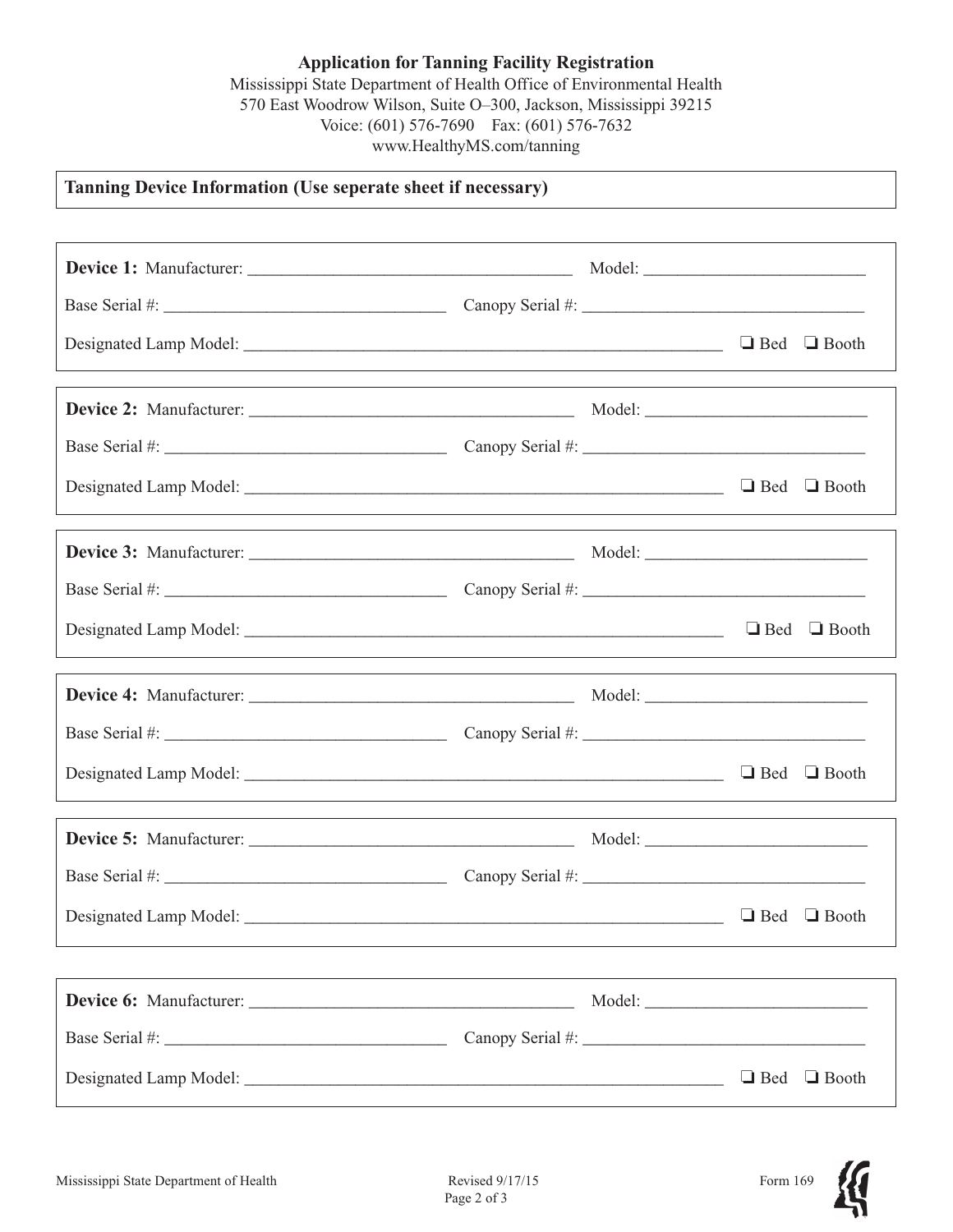**Application for Tanning Facility Registration**

Mississippi State Department of Health Office of Environmental Health
570 East Woodrow Wilson, Suite O–300, Jackson, Mississippi 39215
Voice: (601) 576-7690 Fax: (601) 576-7632
www.HealthyMS.com/tanning

**Tanning Device Information (Use seperate sheet if necessary)**

**Device 1:** Manufacturer: ______________________________ Model: ______________________

Base Serial #: ___________________________ Canopy Serial #: ___________________________

Designated Lamp Model: ______________________________________________ ❑ Bed ❑ Booth

**Device 2:** Manufacturer: ______________________________ Model: ______________________

Base Serial #: ___________________________ Canopy Serial #: ___________________________

Designated Lamp Model: ______________________________________________ ❑ Bed ❑ Booth

**Device 3:** Manufacturer: ______________________________ Model: ______________________

Base Serial #: ___________________________ Canopy Serial #: ___________________________

Designated Lamp Model: ______________________________________________ ❑ Bed ❑ Booth

**Device 4:** Manufacturer: ______________________________ Model: ______________________

Base Serial #: ___________________________ Canopy Serial #: ___________________________

Designated Lamp Model: ______________________________________________ ❑ Bed ❑ Booth

**Device 5:** Manufacturer: ______________________________ Model: ______________________

Base Serial #: ___________________________ Canopy Serial #: ___________________________

Designated Lamp Model: ______________________________________________ ❑ Bed ❑ Booth

**Device 6:** Manufacturer: ______________________________ Model: ______________________

Base Serial #: ___________________________ Canopy Serial #: ___________________________

Designated Lamp Model: ______________________________________________ ❑ Bed ❑ Booth

Mississippi State Department of Health Revised 9/17/15 Form 169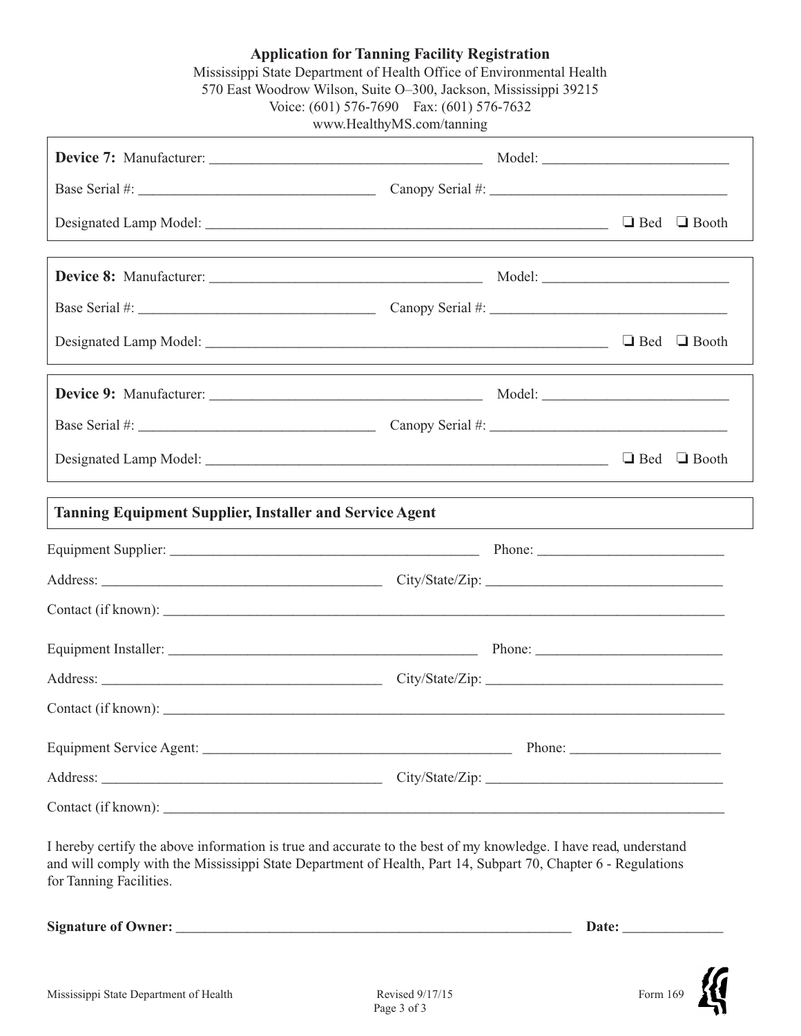**Application for Tanning Facility Registration**

Mississippi State Department of Health Office of Environmental Health
570 East Woodrow Wilson, Suite O–300, Jackson, Mississippi 39215
Voice: (601) 576-7690 Fax: (601) 576-7632
www.HealthyMS.com/tanning

**Device 7:** Manufacturer: ______________________________ Model: ____________________

Base Serial #: __________________________ Canopy Serial #: __________________________

Designated Lamp Model: ______________________________________________ ❑ Bed ❑ Booth

**Device 8:** Manufacturer: ______________________________ Model: ____________________

Base Serial #: __________________________ Canopy Serial #: __________________________

Designated Lamp Model: ______________________________________________ ❑ Bed ❑ Booth

**Device 9:** Manufacturer: ______________________________ Model: ____________________

Base Serial #: __________________________ Canopy Serial #: __________________________

Designated Lamp Model: ______________________________________________ ❑ Bed ❑ Booth

## Tanning Equipment Supplier, Installer and Service Agent

Equipment Supplier: __________________________________ Phone: ____________________

Address: ______________________________ City/State/Zip: __________________________

Contact (if known): ____________________________________________________________

Equipment Installer: __________________________________ Phone: ____________________

Address: ______________________________ City/State/Zip: __________________________

Contact (if known): ____________________________________________________________

Equipment Service Agent: __________________________________ Phone: ________________

Address: ______________________________ City/State/Zip: __________________________

Contact (if known): ____________________________________________________________

I hereby certify the above information is true and accurate to the best of my knowledge. I have read, understand and will comply with the Mississippi State Department of Health, Part 14, Subpart 70, Chapter 6 - Regulations for Tanning Facilities.

**Signature of Owner:** ______________________________________________ **Date:** ____________

Mississippi State Department of Health Revised 9/17/15 Form 169